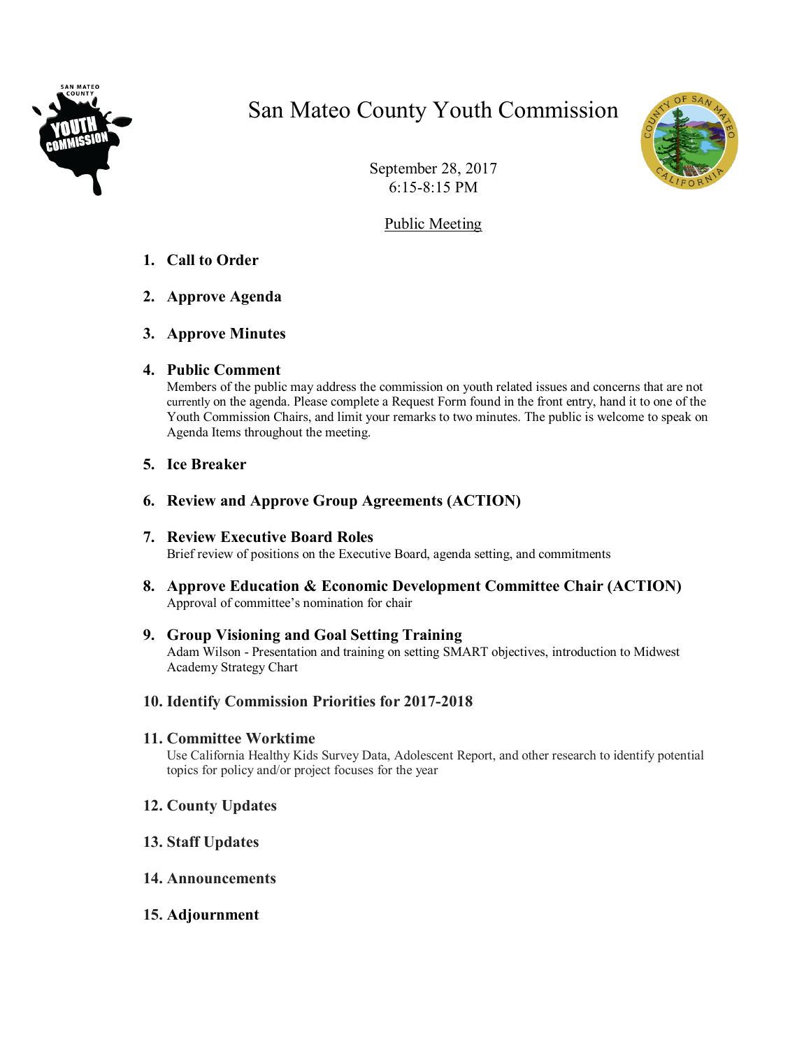# San Mateo County Youth Commission

September 28, 2017
6:15-8:15 PM

Public Meeting

1. **Call to Order**

2. **Approve Agenda**

3. **Approve Minutes**

4. **Public Comment**
   Members of the public may address the commission on youth related issues and concerns that are not currently on the agenda. Please complete a Request Form found in the front entry, hand it to one of the Youth Commission Chairs, and limit your remarks to two minutes. The public is welcome to speak on Agenda Items throughout the meeting.

5. **Ice Breaker**

6. **Review and Approve Group Agreements (ACTION)**

7. **Review Executive Board Roles**
   Brief review of positions on the Executive Board, agenda setting, and commitments

8. **Approve Education & Economic Development Committee Chair (ACTION)**
   Approval of committee's nomination for chair

9. **Group Visioning and Goal Setting Training**
   Adam Wilson - Presentation and training on setting SMART objectives, introduction to Midwest Academy Strategy Chart

10. **Identify Commission Priorities for 2017-2018**

11. **Committee Worktime**
    Use California Healthy Kids Survey Data, Adolescent Report, and other research to identify potential topics for policy and/or project focuses for the year

12. **County Updates**

13. **Staff Updates**

14. **Announcements**

15. **Adjournment**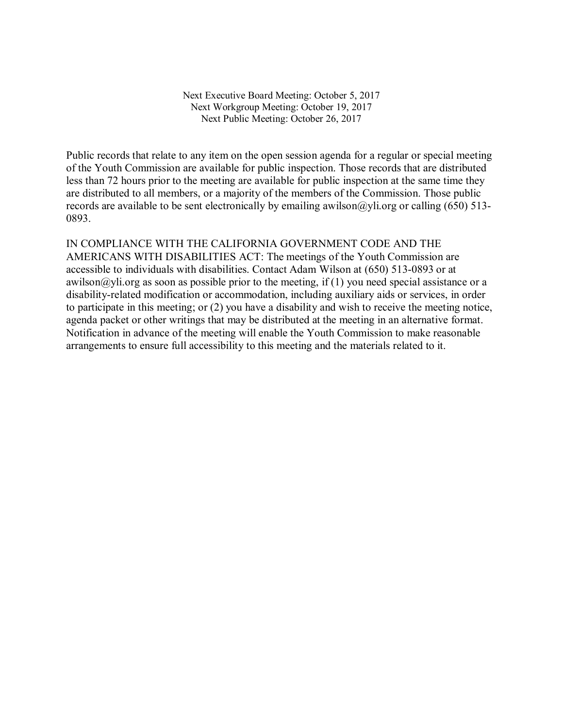Next Executive Board Meeting: October 5, 2017
Next Workgroup Meeting: October 19, 2017
Next Public Meeting: October 26, 2017

Public records that relate to any item on the open session agenda for a regular or special meeting of the Youth Commission are available for public inspection. Those records that are distributed less than 72 hours prior to the meeting are available for public inspection at the same time they are distributed to all members, or a majority of the members of the Commission. Those public records are available to be sent electronically by emailing awilson@yli.org or calling (650) 513-0893.

IN COMPLIANCE WITH THE CALIFORNIA GOVERNMENT CODE AND THE AMERICANS WITH DISABILITIES ACT: The meetings of the Youth Commission are accessible to individuals with disabilities. Contact Adam Wilson at (650) 513-0893 or at awilson@yli.org as soon as possible prior to the meeting, if (1) you need special assistance or a disability-related modification or accommodation, including auxiliary aids or services, in order to participate in this meeting; or (2) you have a disability and wish to receive the meeting notice, agenda packet or other writings that may be distributed at the meeting in an alternative format. Notification in advance of the meeting will enable the Youth Commission to make reasonable arrangements to ensure full accessibility to this meeting and the materials related to it.